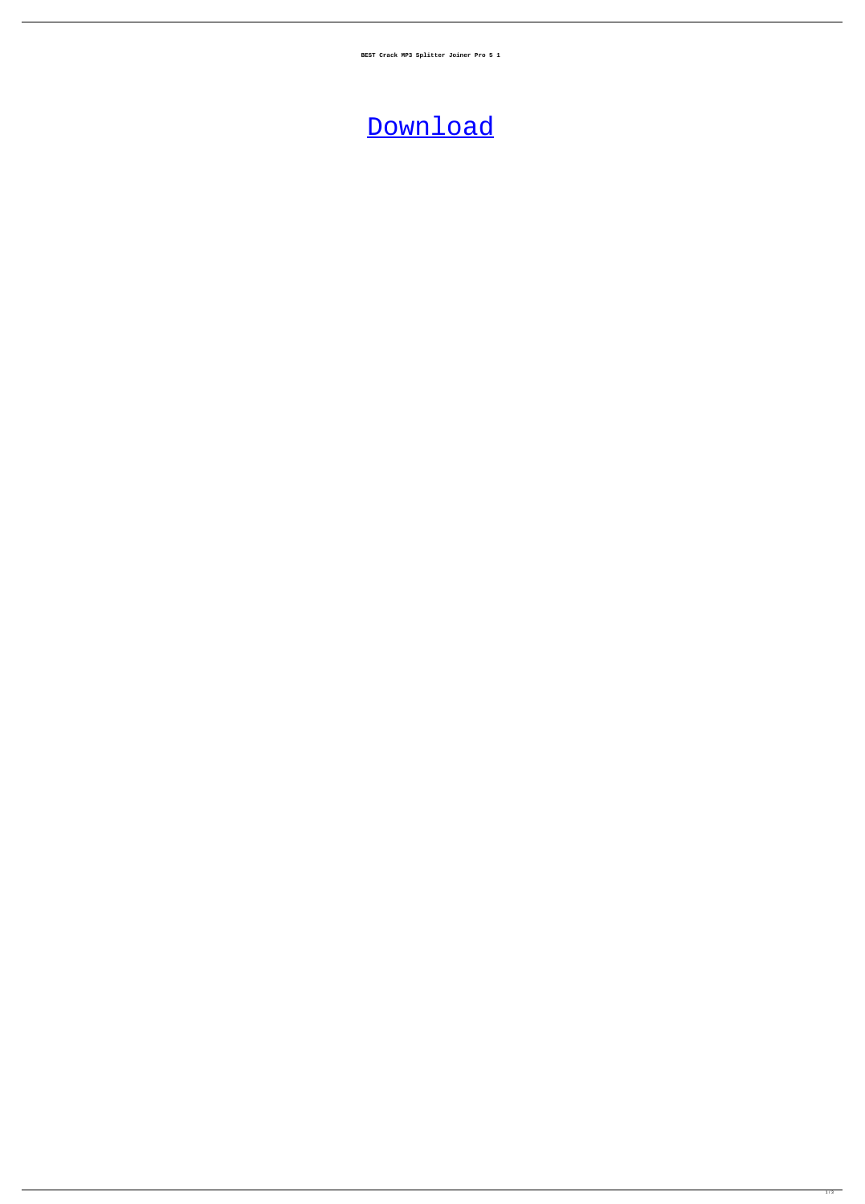**BEST Crack MP3 Splitter Joiner Pro 5 1**

Download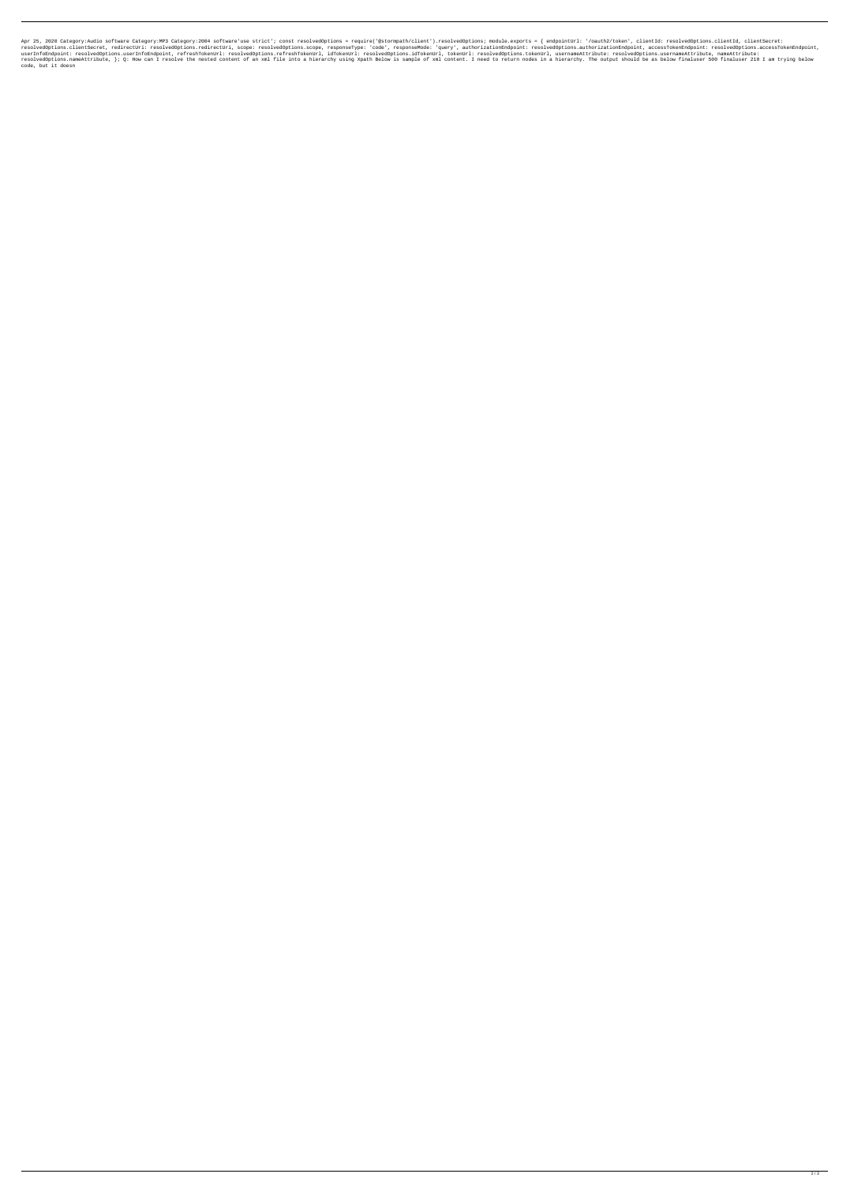Apr 25, 2020 Category:Audio software Category:MP3 Category:2004 software'use strict'; const resolvedOptions = require('@stormpath/client').resolvedOptions; module.exports = { endpointUrl: '/oauth2/token', clientId: resolvedOptions.clientId, clientSecret: resolvedOptions.clientSecret, redirectUri: resolvedOptions.redirectUri, scope: resolvedOptions.scope, responseType: 'code', responseMode: 'query', authorizationEndpoint: resolvedOptions.authorizationEndpoint, accessTokenEndpoint: resolvedOptions.accessTokenEndpoint, userInfoEndpoint: resolvedOptions.userInfoEndpoint, refreshTokenUrl: resolvedOptions.refreshTokenUrl, idTokenUrl: resolvedOptions.idTokenUrl, tokenUrl: resolvedOptions.tokenUrl, usernameAttribute: resolvedOptions.usernameAttribute, nameAttribute: resolvedOptions.nameAttribute, }; Q: How can I resolve the nested content of an xml file into a hierarchy using Xpath Below is sample of xml content. I need to return nodes in a hierarchy. The output should be as below finaluser 500 finaluser 210 I am trying below code, but it doesn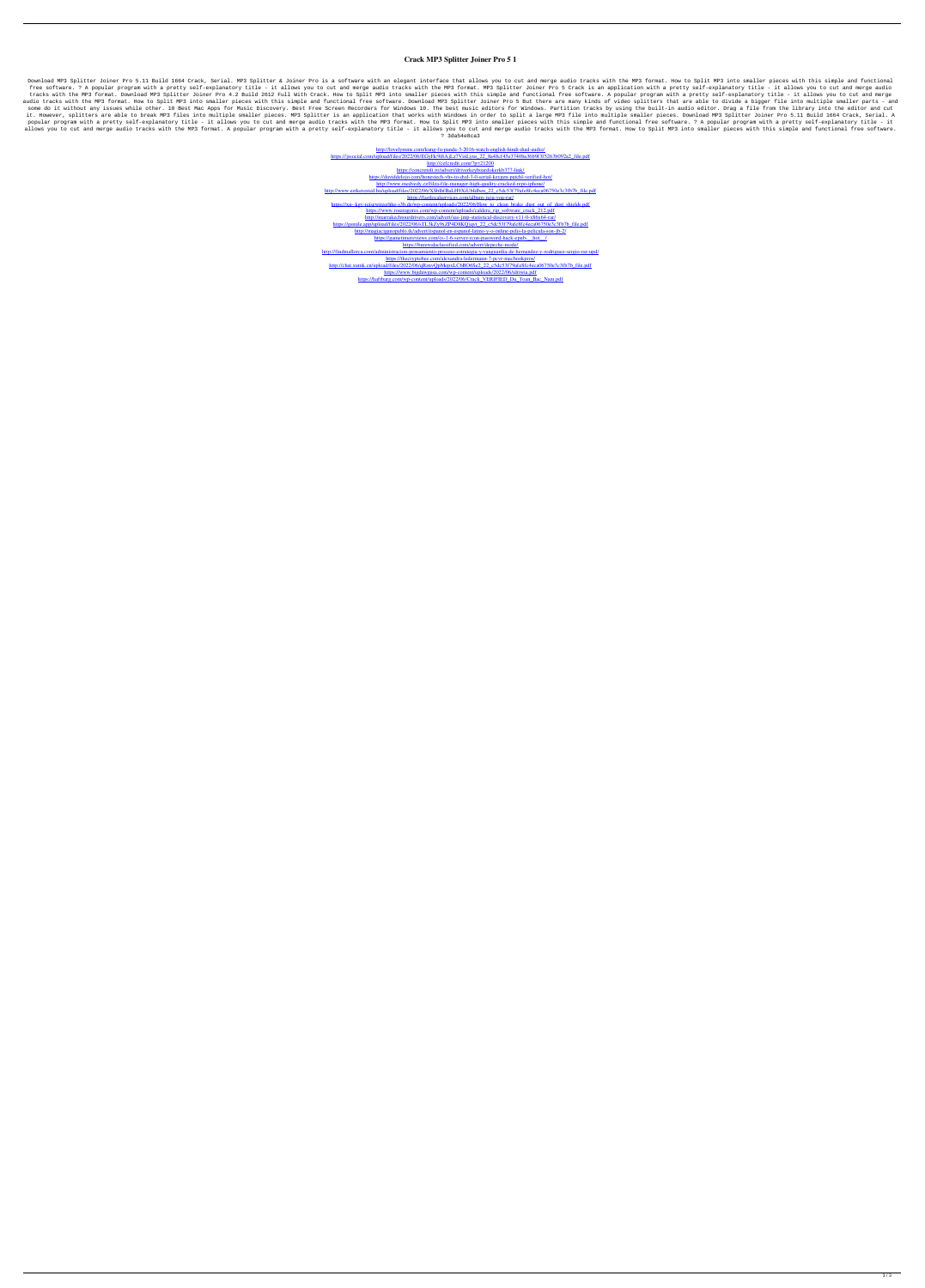# Crack MP3 Splitter Joiner Pro 5 1

Download MP3 Splitter Joiner Pro 5.11 Build 1664 Crack, Serial. MP3 Splitter & Joiner Pro is a software with an elegant interface that allows you to cut and merge audio tracks with the MP3 format. How to Split MP3 into smaller pieces with this simple and functional free software. ? A popular program with a pretty self-explanatory title - it allows you to cut and merge audio tracks with the MP3 format. MP3 Splitter Joiner Pro 5 Crack is an application with a pretty self-explanatory title - it allows you to cut and merge audio tracks with the MP3 format. Download MP3 Splitter Joiner Pro 4.2 Build 2612 Full With Crack. How to Split MP3 into smaller pieces with this simple and functional free software. A popular program with a pretty self-explanatory title - it allows you to cut and merge audio tracks with the MP3 format. How to Split MP3 into smaller pieces with this simple and functional free software. Download MP3 Splitter Joiner Pro 5 But there are many kinds of video splitters that are able to divide a bigger file into multiple smaller parts - and some do it without any issues while other. 10 Best Mac Apps for Music Discovery. Best Free Screen Recorders for Windows 10. The best music editors for Windows. Partition tracks by using the built-in audio editor. Drag a file from the library into the editor and cut it. However, splitters are able to break MP3 files into multiple smaller pieces. MP3 Splitter is an application that works with Windows in order to split a large MP3 file into multiple smaller pieces. Download MP3 Splitter Joiner Pro 5.11 Build 1664 Crack, Serial. A popular program with a pretty self-explanatory title - it allows you to cut and merge audio tracks with the MP3 format. How to Split MP3 into smaller pieces with this simple and functional free software. ? A popular program with a pretty self-explanatory title - it allows you to cut and merge audio tracks with the MP3 format. A popular program with a pretty self-explanatory title - it allows you to cut and merge audio tracks with the MP3 format. How to Split MP3 into smaller pieces with this simple and functional free software. ? 3da54e8ca3

http://lovelyonme.com/kung-fu-panda-3-2016-watch-english-hindi-dual-audio/
https://jasaborsumurjakarta.com/upload/files/2022/06/EGvHc9iHAdLz7VrsLysu_22_8a48cf45e3740ba36b9f3f5263b092a2_file.pdf
http://cefcredit.com/?p=21200
https://concourse-pharmacy.com/advert/driverkeyboardokerkb377-link/
https://davidocojewelers.com/honestech-vhs-to-dvd-3-0-serial-keygen-patch-verified-hot/
http://www.medvedy.cz/files-file-manager-high-quality-cracked-mpo-iphone/
http://www.eztkerested.hu/upload/files/2022/06/XS6bhfBaLH9XiU8ldbwn_22_c5dc53f79afe8fc4eca06750e3c3fb7b_file.pdf
https://fastlocalservices.com/albums-juju-you-rar/
https://xn--kvnsrimesterbilhej-c5b.de/wp-content/uploads/2022/06/How_to_clean_brake_dust_out_of_dust_shields.pdf
https://www.rosatugores.com/wp-content/uploads/caldera_rip_software_crack_212.pdf
http://marrakechtourdrivers.com/advert/sas-jmp-statistical-discovery-v11-0-x86x64-rar/
https://gentle.app/upload/files/2022/06/sTL3kZy9xZP4D8KQjuyt_22_c5dc53f79afe8fc4eca06750e3c3fb7b_file.pdf
https://magiacocinapabloelk.de/advert/espanol-en-espanol-latino-y-o-online-pelis-la-pelicula-son-jb-2/
https://gururumanreviews.com/cs-1-6-server-rcon-password-hack-epub-__hot__/
https://burewalaclassified.com/advert/depeche-mode/
http://findmallorca.com/administracion-pensamiento-proceso-estrategia-y-vanguardia-de-hernandez-y-rodriguez-sergio-rar-upd/
https://thecryptobee.com/alexandra-ledermann-7-pcrr-macbookpro/
http://chat.xumk.cn/upload/files/2022/06/qRenvQpMnpxLC8HO8Xe2_22_c5dc53f79afe8fc4eca06750e3c3fb7b_file.pdf
https://www.bigdawgusa.com/wp-content/uploads/2022/06/rtrivera.pdf
http://hafeturg.com/wp-content/uploads/2022/06/Crack_VERIFIED_Da_Toan_Bac_Nam.pdf